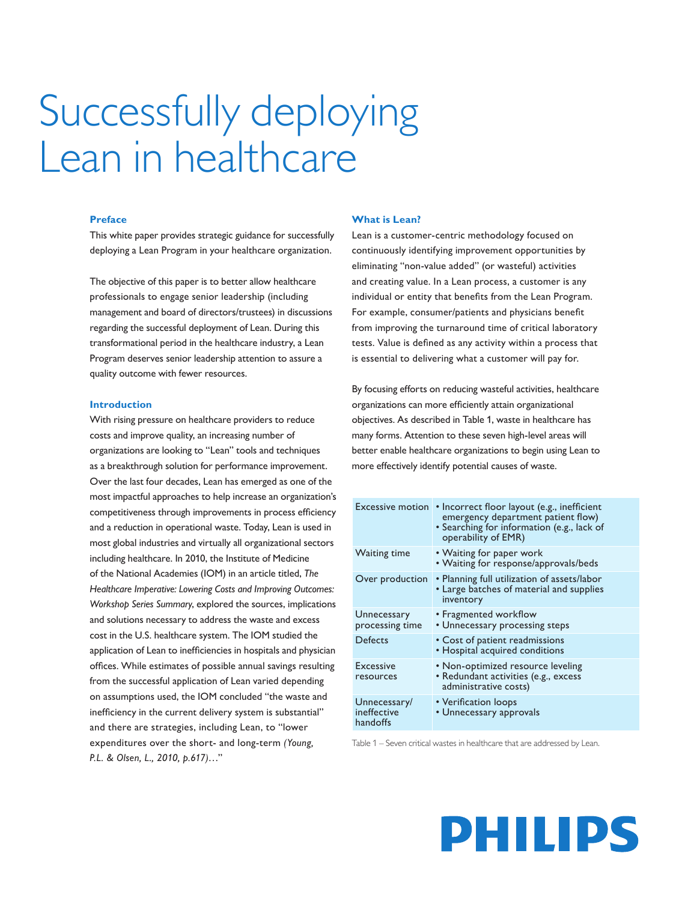# Successfully deploying Lean in healthcare

### Preface

This white paper provides strategic guidance for successfully deploying a Lean Program in your healthcare organization.

The objective of this paper is to better allow healthcare professionals to engage senior leadership (including management and board of directors/trustees) in discussions regarding the successful deployment of Lean. During this transformational period in the healthcare industry, a Lean Program deserves senior leadership attention to assure a quality outcome with fewer resources.

### Introduction

With rising pressure on healthcare providers to reduce costs and improve quality, an increasing number of organizations are looking to "Lean" tools and techniques as a breakthrough solution for performance improvement. Over the last four decades, Lean has emerged as one of the most impactful approaches to help increase an organization's competitiveness through improvements in process efficiency and a reduction in operational waste. Today, Lean is used in most global industries and virtually all organizational sectors including healthcare. In 2010, the Institute of Medicine of the National Academies (IOM) in an article titled, *The Healthcare Imperative: Lowering Costs and Improving Outcomes: Workshop Series Summary*, explored the sources, implications and solutions necessary to address the waste and excess cost in the U.S. healthcare system. The IOM studied the application of Lean to inefficiencies in hospitals and physician offices. While estimates of possible annual savings resulting from the successful application of Lean varied depending on assumptions used, the IOM concluded "the waste and inefficiency in the current delivery system is substantial" and there are strategies, including Lean, to "lower expenditures over the short- and long-term *(Young, P.L. & Olsen, L., 2010, p.617)…*"

### What is Lean?

Lean is a customer-centric methodology focused on continuously identifying improvement opportunities by eliminating "non-value added" (or wasteful) activities and creating value. In a Lean process, a customer is any individual or entity that benefits from the Lean Program. For example, consumer/patients and physicians benefit from improving the turnaround time of critical laboratory tests. Value is defined as any activity within a process that is essential to delivering what a customer will pay for.

By focusing efforts on reducing wasteful activities, healthcare organizations can more efficiently attain organizational objectives. As described in Table 1, waste in healthcare has many forms. Attention to these seven high-level areas will better enable healthcare organizations to begin using Lean to more effectively identify potential causes of waste.

| | |
|---|---|
| Excessive motion | • Incorrect floor layout (e.g., inefficient emergency department patient flow)<br>• Searching for information (e.g., lack of operability of EMR) |
| Waiting time | • Waiting for paper work<br>• Waiting for response/approvals/beds |
| Over production | • Planning full utilization of assets/labor<br>• Large batches of material and supplies inventory |
| Unnecessary processing time | • Fragmented workflow<br>• Unnecessary processing steps |
| Defects | • Cost of patient readmissions<br>• Hospital acquired conditions |
| Excessive resources | • Non-optimized resource leveling<br>• Redundant activities (e.g., excess administrative costs) |
| Unnecessary/ ineffective handoffs | • Verification loops<br>• Unnecessary approvals |

Table 1 – Seven critical wastes in healthcare that are addressed by Lean.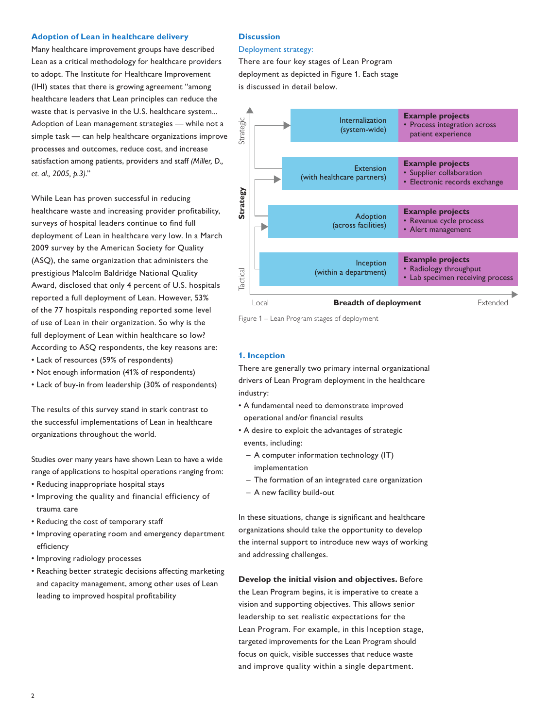### Adoption of Lean in healthcare delivery

Many healthcare improvement groups have described Lean as a critical methodology for healthcare providers to adopt. The Institute for Healthcare Improvement (IHI) states that there is growing agreement "among healthcare leaders that Lean principles can reduce the waste that is pervasive in the U.S. healthcare system... Adoption of Lean management strategies — while not a simple task — can help healthcare organizations improve processes and outcomes, reduce cost, and increase satisfaction among patients, providers and staff *(Miller, D., et. al., 2005, p.3)*."

While Lean has proven successful in reducing healthcare waste and increasing provider profitability, surveys of hospital leaders continue to find full deployment of Lean in healthcare very low. In a March 2009 survey by the American Society for Quality (ASQ), the same organization that administers the prestigious Malcolm Baldridge National Quality Award, disclosed that only 4 percent of U.S. hospitals reported a full deployment of Lean. However, 53% of the 77 hospitals responding reported some level of use of Lean in their organization. So why is the full deployment of Lean within healthcare so low? According to ASQ respondents, the key reasons are:

- Lack of resources (59% of respondents)
- Not enough information (41% of respondents)
- Lack of buy-in from leadership (30% of respondents)

The results of this survey stand in stark contrast to the successful implementations of Lean in healthcare organizations throughout the world.

Studies over many years have shown Lean to have a wide range of applications to hospital operations ranging from:

- Reducing inappropriate hospital stays
- Improving the quality and financial efficiency of trauma care
- Reducing the cost of temporary staff
- Improving operating room and emergency department efficiency
- Improving radiology processes
- Reaching better strategic decisions affecting marketing and capacity management, among other uses of Lean leading to improved hospital profitability

### Discussion

#### Deployment strategy:

There are four key stages of Lean Program deployment as depicted in Figure 1. Each stage is discussed in detail below.

| Stage | Example projects |
|---|---|
| Internalization (system-wide) | • Process integration across patient experience |
| Extension (with healthcare partners) | • Supplier collaboration<br>• Electronic records exchange |
| Adoption (across facilities) | • Revenue cycle process<br>• Alert management |
| Inception (within a department) | • Radiology throughput<br>• Lab specimen receiving process |

(Vertical axis: Strategy — Tactical to Strategic; Horizontal axis: Breadth of deployment — Local to Extended)

Figure 1 – Lean Program stages of deployment

#### 1. Inception

There are generally two primary internal organizational drivers of Lean Program deployment in the healthcare industry:

- A fundamental need to demonstrate improved operational and/or financial results
- A desire to exploit the advantages of strategic events, including:
  - A computer information technology (IT) implementation
  - The formation of an integrated care organization
  - A new facility build-out

In these situations, change is significant and healthcare organizations should take the opportunity to develop the internal support to introduce new ways of working and addressing challenges.

**Develop the initial vision and objectives.** Before the Lean Program begins, it is imperative to create a vision and supporting objectives. This allows senior leadership to set realistic expectations for the Lean Program. For example, in this Inception stage, targeted improvements for the Lean Program should focus on quick, visible successes that reduce waste and improve quality within a single department.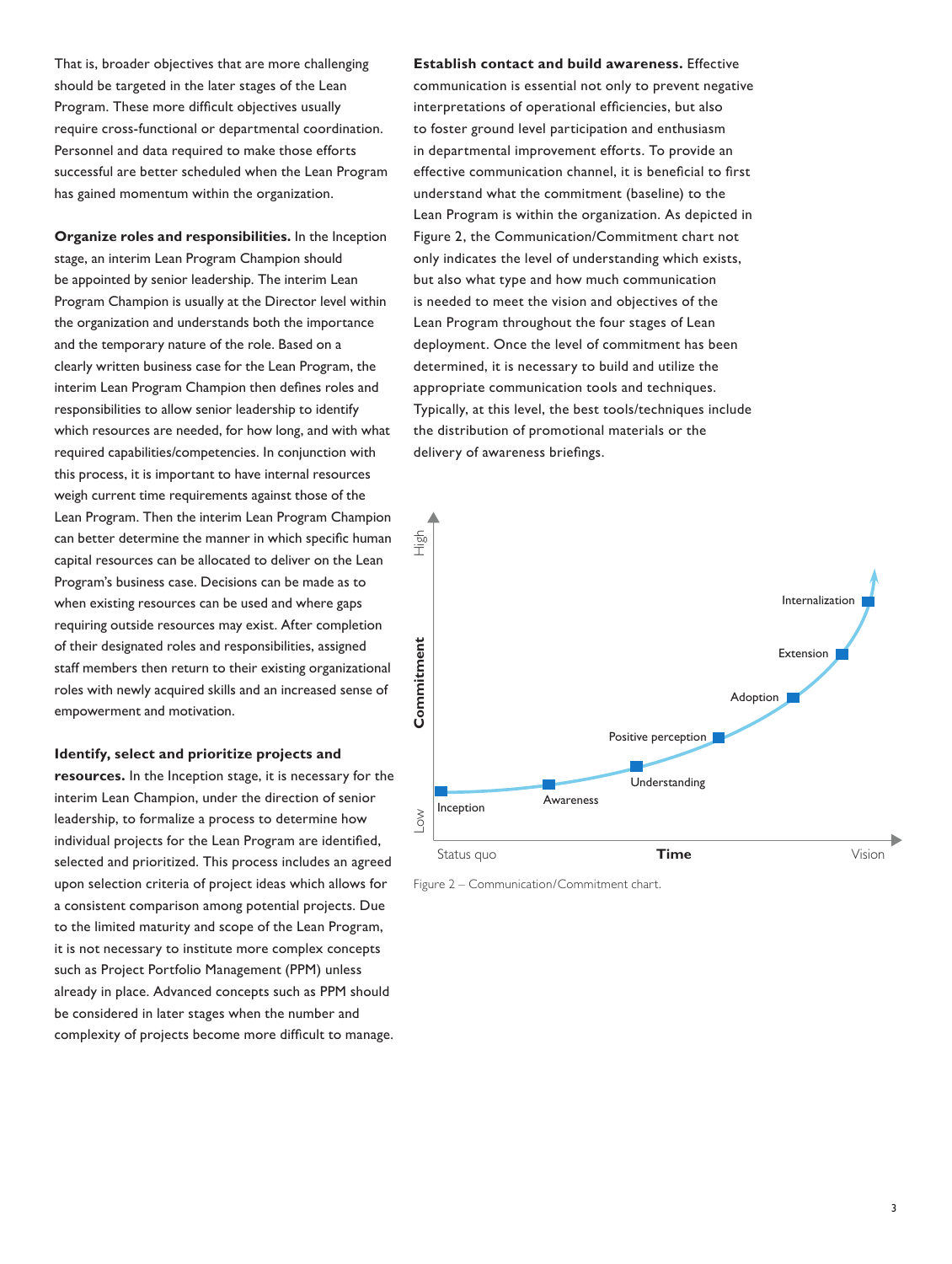That is, broader objectives that are more challenging should be targeted in the later stages of the Lean Program. These more difficult objectives usually require cross-functional or departmental coordination. Personnel and data required to make those efforts successful are better scheduled when the Lean Program has gained momentum within the organization.

**Organize roles and responsibilities.** In the Inception stage, an interim Lean Program Champion should be appointed by senior leadership. The interim Lean Program Champion is usually at the Director level within the organization and understands both the importance and the temporary nature of the role. Based on a clearly written business case for the Lean Program, the interim Lean Program Champion then defines roles and responsibilities to allow senior leadership to identify which resources are needed, for how long, and with what required capabilities/competencies. In conjunction with this process, it is important to have internal resources weigh current time requirements against those of the Lean Program. Then the interim Lean Program Champion can better determine the manner in which specific human capital resources can be allocated to deliver on the Lean Program's business case. Decisions can be made as to when existing resources can be used and where gaps requiring outside resources may exist. After completion of their designated roles and responsibilities, assigned staff members then return to their existing organizational roles with newly acquired skills and an increased sense of empowerment and motivation.

**Identify, select and prioritize projects and resources.** In the Inception stage, it is necessary for the interim Lean Champion, under the direction of senior leadership, to formalize a process to determine how individual projects for the Lean Program are identified, selected and prioritized. This process includes an agreed upon selection criteria of project ideas which allows for a consistent comparison among potential projects. Due to the limited maturity and scope of the Lean Program, it is not necessary to institute more complex concepts such as Project Portfolio Management (PPM) unless already in place. Advanced concepts such as PPM should be considered in later stages when the number and complexity of projects become more difficult to manage.

**Establish contact and build awareness.** Effective communication is essential not only to prevent negative interpretations of operational efficiencies, but also to foster ground level participation and enthusiasm in departmental improvement efforts. To provide an effective communication channel, it is beneficial to first understand what the commitment (baseline) to the Lean Program is within the organization. As depicted in Figure 2, the Communication/Commitment chart not only indicates the level of understanding which exists, but also what type and how much communication is needed to meet the vision and objectives of the Lean Program throughout the four stages of Lean deployment. Once the level of commitment has been determined, it is necessary to build and utilize the appropriate communication tools and techniques. Typically, at this level, the best tools/techniques include the distribution of promotional materials or the delivery of awareness briefings.

Figure 2 – Communication/Commitment chart.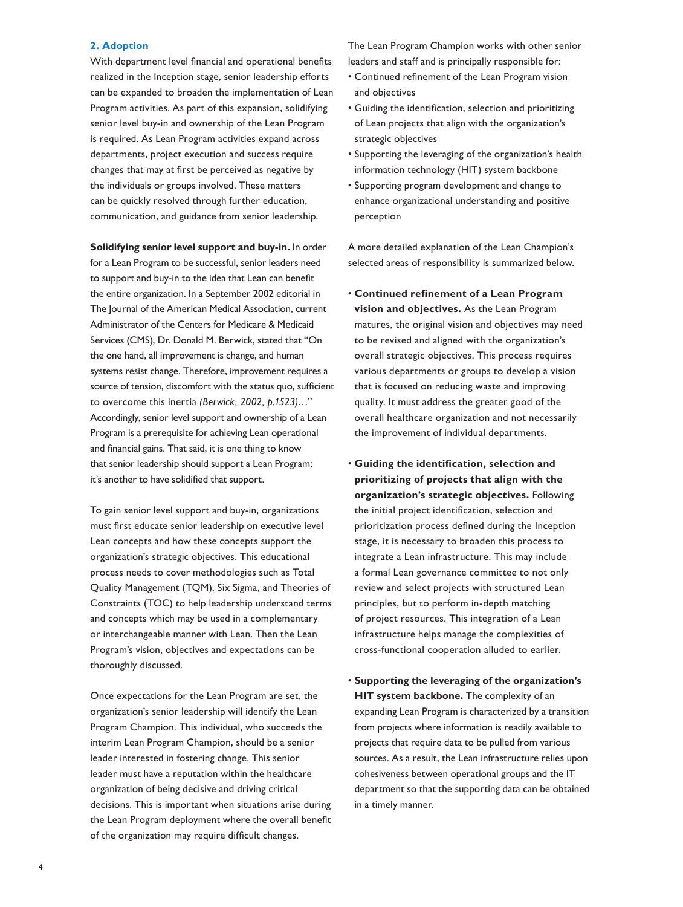## 2. Adoption

With department level financial and operational benefits realized in the Inception stage, senior leadership efforts can be expanded to broaden the implementation of Lean Program activities. As part of this expansion, solidifying senior level buy-in and ownership of the Lean Program is required. As Lean Program activities expand across departments, project execution and success require changes that may at first be perceived as negative by the individuals or groups involved. These matters can be quickly resolved through further education, communication, and guidance from senior leadership.

**Solidifying senior level support and buy-in.** In order for a Lean Program to be successful, senior leaders need to support and buy-in to the idea that Lean can benefit the entire organization. In a September 2002 editorial in The Journal of the American Medical Association, current Administrator of the Centers for Medicare & Medicaid Services (CMS), Dr. Donald M. Berwick, stated that "On the one hand, all improvement is change, and human systems resist change. Therefore, improvement requires a source of tension, discomfort with the status quo, sufficient to overcome this inertia *(Berwick, 2002, p.1523)…*" Accordingly, senior level support and ownership of a Lean Program is a prerequisite for achieving Lean operational and financial gains. That said, it is one thing to know that senior leadership should support a Lean Program; it's another to have solidified that support.

To gain senior level support and buy-in, organizations must first educate senior leadership on executive level Lean concepts and how these concepts support the organization's strategic objectives. This educational process needs to cover methodologies such as Total Quality Management (TQM), Six Sigma, and Theories of Constraints (TOC) to help leadership understand terms and concepts which may be used in a complementary or interchangeable manner with Lean. Then the Lean Program's vision, objectives and expectations can be thoroughly discussed.

Once expectations for the Lean Program are set, the organization's senior leadership will identify the Lean Program Champion. This individual, who succeeds the interim Lean Program Champion, should be a senior leader interested in fostering change. This senior leader must have a reputation within the healthcare organization of being decisive and driving critical decisions. This is important when situations arise during the Lean Program deployment where the overall benefit of the organization may require difficult changes.

The Lean Program Champion works with other senior leaders and staff and is principally responsible for:

- Continued refinement of the Lean Program vision and objectives
- Guiding the identification, selection and prioritizing of Lean projects that align with the organization's strategic objectives
- Supporting the leveraging of the organization's health information technology (HIT) system backbone
- Supporting program development and change to enhance organizational understanding and positive perception

A more detailed explanation of the Lean Champion's selected areas of responsibility is summarized below.

- **Continued refinement of a Lean Program vision and objectives.** As the Lean Program matures, the original vision and objectives may need to be revised and aligned with the organization's overall strategic objectives. This process requires various departments or groups to develop a vision that is focused on reducing waste and improving quality. It must address the greater good of the overall healthcare organization and not necessarily the improvement of individual departments.

- **Guiding the identification, selection and prioritizing of projects that align with the organization's strategic objectives.** Following the initial project identification, selection and prioritization process defined during the Inception stage, it is necessary to broaden this process to integrate a Lean infrastructure. This may include a formal Lean governance committee to not only review and select projects with structured Lean principles, but to perform in-depth matching of project resources. This integration of a Lean infrastructure helps manage the complexities of cross-functional cooperation alluded to earlier.

- **Supporting the leveraging of the organization's HIT system backbone.** The complexity of an expanding Lean Program is characterized by a transition from projects where information is readily available to projects that require data to be pulled from various sources. As a result, the Lean infrastructure relies upon cohesiveness between operational groups and the IT department so that the supporting data can be obtained in a timely manner.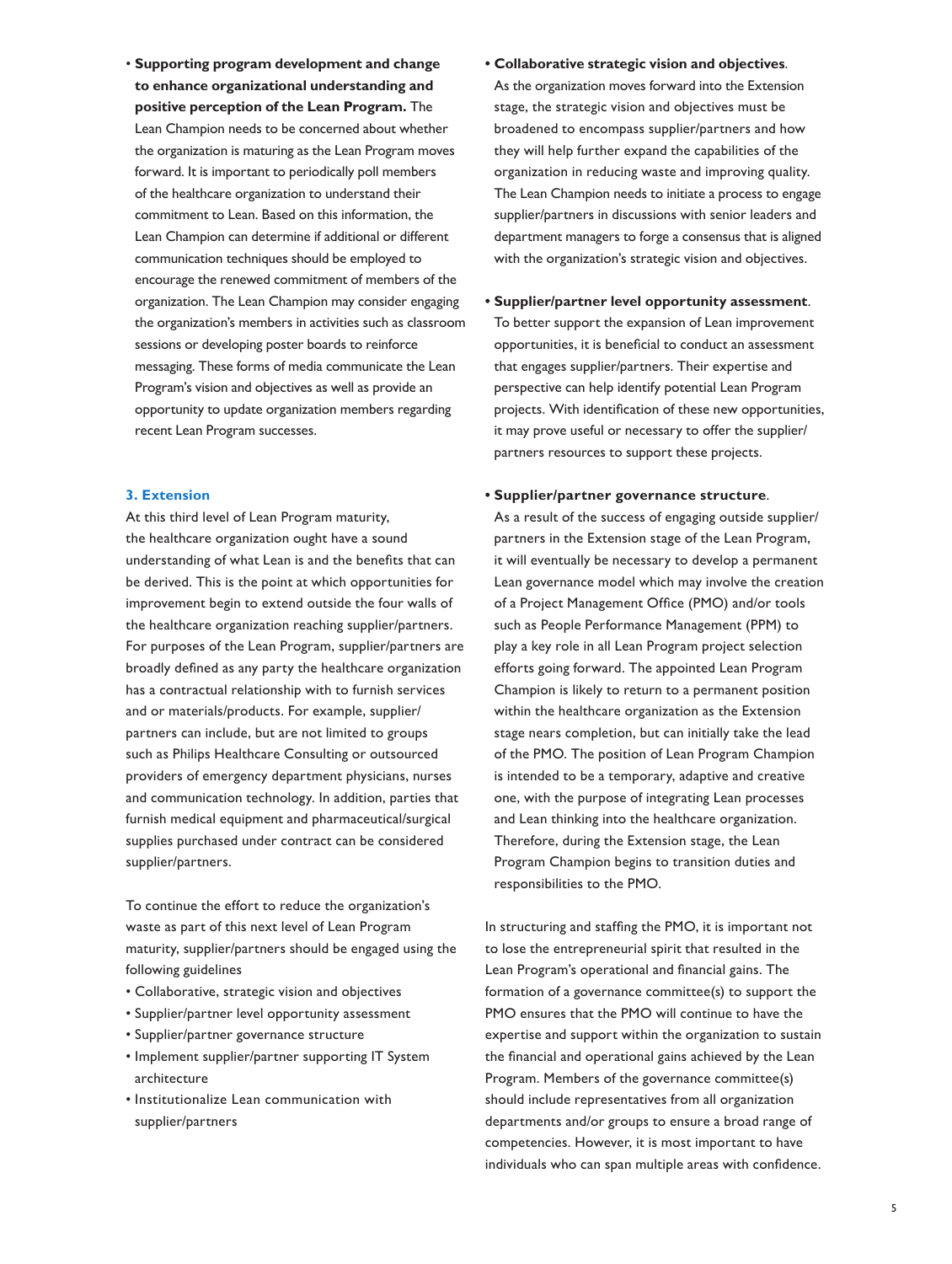- **Supporting program development and change to enhance organizational understanding and positive perception of the Lean Program.** The Lean Champion needs to be concerned about whether the organization is maturing as the Lean Program moves forward. It is important to periodically poll members of the healthcare organization to understand their commitment to Lean. Based on this information, the Lean Champion can determine if additional or different communication techniques should be employed to encourage the renewed commitment of members of the organization. The Lean Champion may consider engaging the organization's members in activities such as classroom sessions or developing poster boards to reinforce messaging. These forms of media communicate the Lean Program's vision and objectives as well as provide an opportunity to update organization members regarding recent Lean Program successes.

### 3. Extension

At this third level of Lean Program maturity, the healthcare organization ought have a sound understanding of what Lean is and the benefits that can be derived. This is the point at which opportunities for improvement begin to extend outside the four walls of the healthcare organization reaching supplier/partners. For purposes of the Lean Program, supplier/partners are broadly defined as any party the healthcare organization has a contractual relationship with to furnish services and or materials/products. For example, supplier/partners can include, but are not limited to groups such as Philips Healthcare Consulting or outsourced providers of emergency department physicians, nurses and communication technology. In addition, parties that furnish medical equipment and pharmaceutical/surgical supplies purchased under contract can be considered supplier/partners.

To continue the effort to reduce the organization's waste as part of this next level of Lean Program maturity, supplier/partners should be engaged using the following guidelines

- Collaborative, strategic vision and objectives
- Supplier/partner level opportunity assessment
- Supplier/partner governance structure
- Implement supplier/partner supporting IT System architecture
- Institutionalize Lean communication with supplier/partners

- **Collaborative strategic vision and objectives**. As the organization moves forward into the Extension stage, the strategic vision and objectives must be broadened to encompass supplier/partners and how they will help further expand the capabilities of the organization in reducing waste and improving quality. The Lean Champion needs to initiate a process to engage supplier/partners in discussions with senior leaders and department managers to forge a consensus that is aligned with the organization's strategic vision and objectives.

- **Supplier/partner level opportunity assessment**. To better support the expansion of Lean improvement opportunities, it is beneficial to conduct an assessment that engages supplier/partners. Their expertise and perspective can help identify potential Lean Program projects. With identification of these new opportunities, it may prove useful or necessary to offer the supplier/partners resources to support these projects.

- **Supplier/partner governance structure**. As a result of the success of engaging outside supplier/partners in the Extension stage of the Lean Program, it will eventually be necessary to develop a permanent Lean governance model which may involve the creation of a Project Management Office (PMO) and/or tools such as People Performance Management (PPM) to play a key role in all Lean Program project selection efforts going forward. The appointed Lean Program Champion is likely to return to a permanent position within the healthcare organization as the Extension stage nears completion, but can initially take the lead of the PMO. The position of Lean Program Champion is intended to be a temporary, adaptive and creative one, with the purpose of integrating Lean processes and Lean thinking into the healthcare organization. Therefore, during the Extension stage, the Lean Program Champion begins to transition duties and responsibilities to the PMO.

In structuring and staffing the PMO, it is important not to lose the entrepreneurial spirit that resulted in the Lean Program's operational and financial gains. The formation of a governance committee(s) to support the PMO ensures that the PMO will continue to have the expertise and support within the organization to sustain the financial and operational gains achieved by the Lean Program. Members of the governance committee(s) should include representatives from all organization departments and/or groups to ensure a broad range of competencies. However, it is most important to have individuals who can span multiple areas with confidence.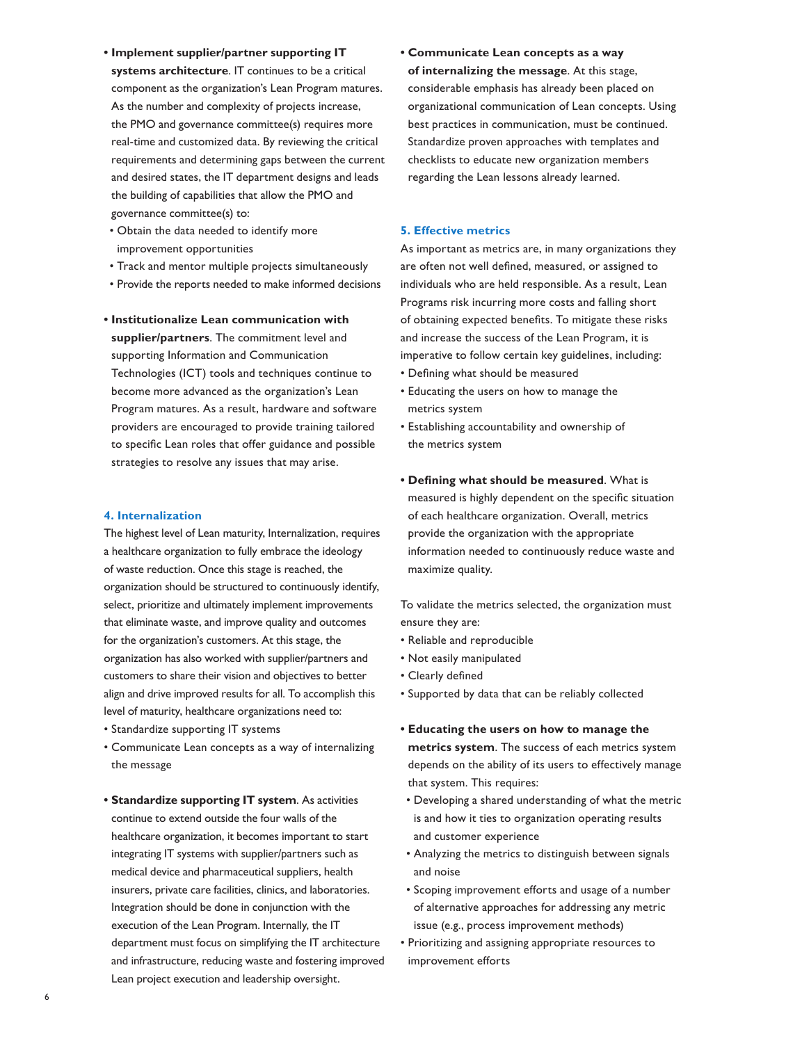- **Implement supplier/partner supporting IT systems architecture**. IT continues to be a critical component as the organization's Lean Program matures. As the number and complexity of projects increase, the PMO and governance committee(s) requires more real-time and customized data. By reviewing the critical requirements and determining gaps between the current and desired states, the IT department designs and leads the building of capabilities that allow the PMO and governance committee(s) to:
  - Obtain the data needed to identify more improvement opportunities
  - Track and mentor multiple projects simultaneously
  - Provide the reports needed to make informed decisions

- **Institutionalize Lean communication with supplier/partners**. The commitment level and supporting Information and Communication Technologies (ICT) tools and techniques continue to become more advanced as the organization's Lean Program matures. As a result, hardware and software providers are encouraged to provide training tailored to specific Lean roles that offer guidance and possible strategies to resolve any issues that may arise.

## 4. Internalization

The highest level of Lean maturity, Internalization, requires a healthcare organization to fully embrace the ideology of waste reduction. Once this stage is reached, the organization should be structured to continuously identify, select, prioritize and ultimately implement improvements that eliminate waste, and improve quality and outcomes for the organization's customers. At this stage, the organization has also worked with supplier/partners and customers to share their vision and objectives to better align and drive improved results for all. To accomplish this level of maturity, healthcare organizations need to:

- Standardize supporting IT systems
- Communicate Lean concepts as a way of internalizing the message

- **Standardize supporting IT system**. As activities continue to extend outside the four walls of the healthcare organization, it becomes important to start integrating IT systems with supplier/partners such as medical device and pharmaceutical suppliers, health insurers, private care facilities, clinics, and laboratories. Integration should be done in conjunction with the execution of the Lean Program. Internally, the IT department must focus on simplifying the IT architecture and infrastructure, reducing waste and fostering improved Lean project execution and leadership oversight.

- **Communicate Lean concepts as a way of internalizing the message**. At this stage, considerable emphasis has already been placed on organizational communication of Lean concepts. Using best practices in communication, must be continued. Standardize proven approaches with templates and checklists to educate new organization members regarding the Lean lessons already learned.

## 5. Effective metrics

As important as metrics are, in many organizations they are often not well defined, measured, or assigned to individuals who are held responsible. As a result, Lean Programs risk incurring more costs and falling short of obtaining expected benefits. To mitigate these risks and increase the success of the Lean Program, it is imperative to follow certain key guidelines, including:

- Defining what should be measured
- Educating the users on how to manage the metrics system
- Establishing accountability and ownership of the metrics system

- **Defining what should be measured**. What is measured is highly dependent on the specific situation of each healthcare organization. Overall, metrics provide the organization with the appropriate information needed to continuously reduce waste and maximize quality.

To validate the metrics selected, the organization must ensure they are:

- Reliable and reproducible
- Not easily manipulated
- Clearly defined
- Supported by data that can be reliably collected

- **Educating the users on how to manage the metrics system**. The success of each metrics system depends on the ability of its users to effectively manage that system. This requires:
  - Developing a shared understanding of what the metric is and how it ties to organization operating results and customer experience
  - Analyzing the metrics to distinguish between signals and noise
  - Scoping improvement efforts and usage of a number of alternative approaches for addressing any metric issue (e.g., process improvement methods)
- Prioritizing and assigning appropriate resources to improvement efforts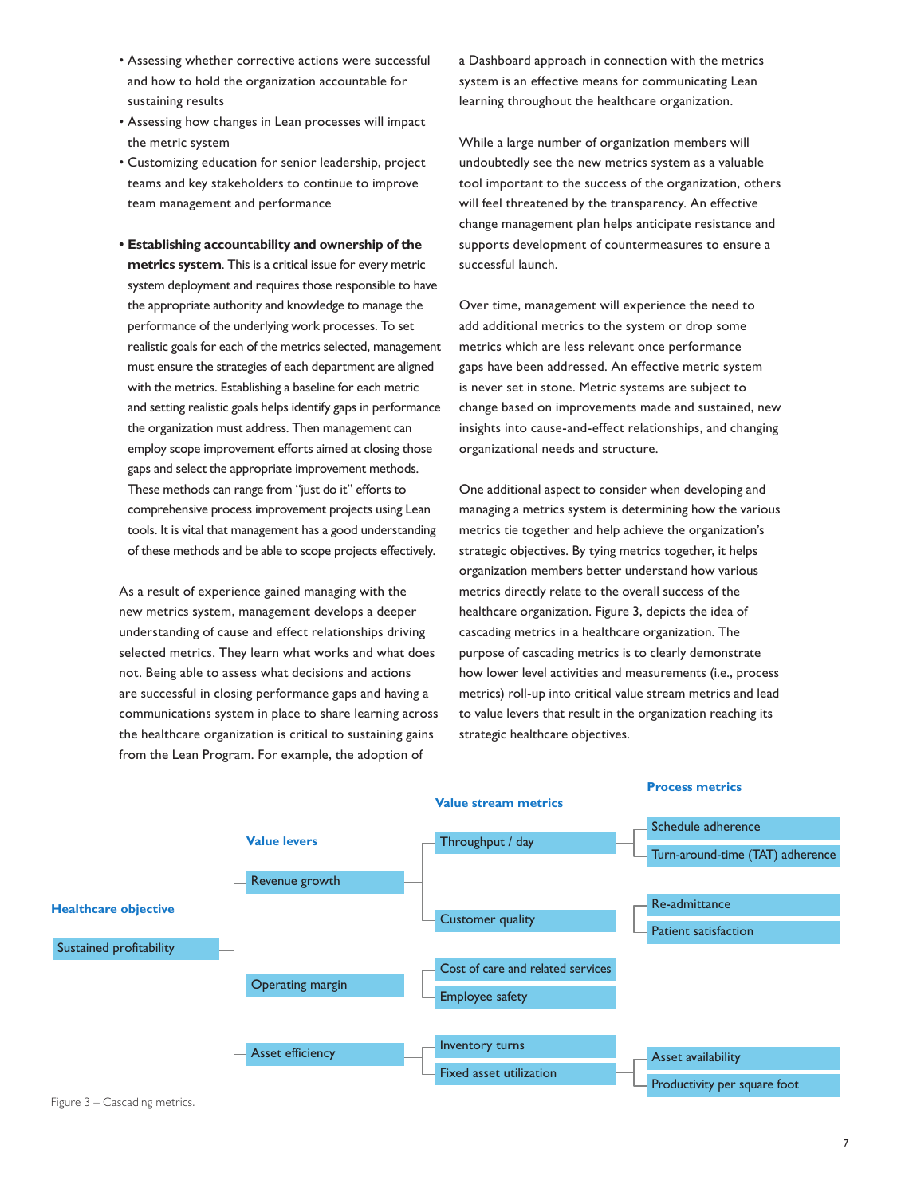- Assessing whether corrective actions were successful and how to hold the organization accountable for sustaining results
- Assessing how changes in Lean processes will impact the metric system
- Customizing education for senior leadership, project teams and key stakeholders to continue to improve team management and performance

- **Establishing accountability and ownership of the metrics system**. This is a critical issue for every metric system deployment and requires those responsible to have the appropriate authority and knowledge to manage the performance of the underlying work processes. To set realistic goals for each of the metrics selected, management must ensure the strategies of each department are aligned with the metrics. Establishing a baseline for each metric and setting realistic goals helps identify gaps in performance the organization must address. Then management can employ scope improvement efforts aimed at closing those gaps and select the appropriate improvement methods. These methods can range from "just do it" efforts to comprehensive process improvement projects using Lean tools. It is vital that management has a good understanding of these methods and be able to scope projects effectively.

As a result of experience gained managing with the new metrics system, management develops a deeper understanding of cause and effect relationships driving selected metrics. They learn what works and what does not. Being able to assess what decisions and actions are successful in closing performance gaps and having a communications system in place to share learning across the healthcare organization is critical to sustaining gains from the Lean Program. For example, the adoption of a Dashboard approach in connection with the metrics system is an effective means for communicating Lean learning throughout the healthcare organization.

While a large number of organization members will undoubtedly see the new metrics system as a valuable tool important to the success of the organization, others will feel threatened by the transparency. An effective change management plan helps anticipate resistance and supports development of countermeasures to ensure a successful launch.

Over time, management will experience the need to add additional metrics to the system or drop some metrics which are less relevant once performance gaps have been addressed. An effective metric system is never set in stone. Metric systems are subject to change based on improvements made and sustained, new insights into cause-and-effect relationships, and changing organizational needs and structure.

One additional aspect to consider when developing and managing a metrics system is determining how the various metrics tie together and help achieve the organization's strategic objectives. By tying metrics together, it helps organization members better understand how various metrics directly relate to the overall success of the healthcare organization. Figure 3, depicts the idea of cascading metrics in a healthcare organization. The purpose of cascading metrics is to clearly demonstrate how lower level activities and measurements (i.e., process metrics) roll-up into critical value stream metrics and lead to value levers that result in the organization reaching its strategic healthcare objectives.

**Healthcare objective** → **Value levers** → **Value stream metrics** → **Process metrics**

- Sustained profitability
  - Revenue growth
    - Throughput / day
      - Schedule adherence
      - Turn-around-time (TAT) adherence
    - Customer quality
      - Re-admittance
      - Patient satisfaction
  - Operating margin
    - Cost of care and related services
    - Employee safety
  - Asset efficiency
    - Inventory turns
    - Fixed asset utilization
      - Asset availability
      - Productivity per square foot

Figure 3 – Cascading metrics.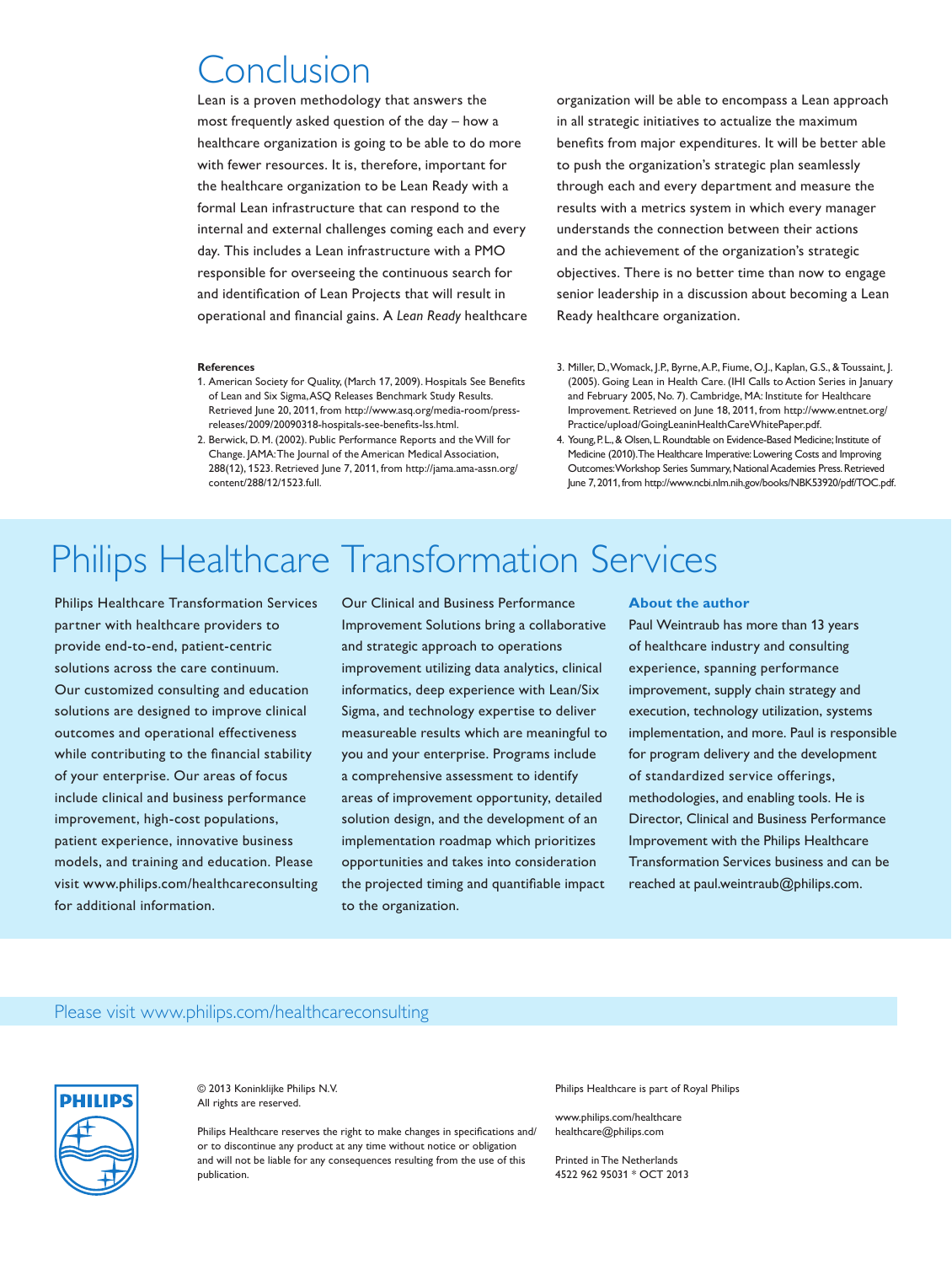# Conclusion

Lean is a proven methodology that answers the most frequently asked question of the day – how a healthcare organization is going to be able to do more with fewer resources. It is, therefore, important for the healthcare organization to be Lean Ready with a formal Lean infrastructure that can respond to the internal and external challenges coming each and every day. This includes a Lean infrastructure with a PMO responsible for overseeing the continuous search for and identification of Lean Projects that will result in operational and financial gains. A *Lean Ready* healthcare organization will be able to encompass a Lean approach in all strategic initiatives to actualize the maximum benefits from major expenditures. It will be better able to push the organization's strategic plan seamlessly through each and every department and measure the results with a metrics system in which every manager understands the connection between their actions and the achievement of the organization's strategic objectives. There is no better time than now to engage senior leadership in a discussion about becoming a Lean Ready healthcare organization.

**References**

1. American Society for Quality, (March 17, 2009). Hospitals See Benefits of Lean and Six Sigma, ASQ Releases Benchmark Study Results. Retrieved June 20, 2011, from http://www.asq.org/media-room/press-releases/2009/20090318-hospitals-see-benefits-lss.html.
2. Berwick, D. M. (2002). Public Performance Reports and the Will for Change. JAMA: The Journal of the American Medical Association, 288(12), 1523. Retrieved June 7, 2011, from http://jama.ama-assn.org/content/288/12/1523.full.
3. Miller, D., Womack, J.P., Byrne, A.P., Fiume, O.J., Kaplan, G.S., & Toussaint, J. (2005). Going Lean in Health Care. (IHI Calls to Action Series in January and February 2005, No. 7). Cambridge, MA: Institute for Healthcare Improvement. Retrieved on June 18, 2011, from http://www.entnet.org/Practice/upload/GoingLeaninHealthCareWhitePaper.pdf.
4. Young, P.L., & Olsen, L. Roundtable on Evidence-Based Medicine; Institute of Medicine (2010). The Healthcare Imperative: Lowering Costs and Improving Outcomes: Workshop Series Summary, National Academies Press. Retrieved June 7, 2011, from http://www.ncbi.nlm.nih.gov/books/NBK53920/pdf/TOC.pdf.

# Philips Healthcare Transformation Services

Philips Healthcare Transformation Services partner with healthcare providers to provide end-to-end, patient-centric solutions across the care continuum. Our customized consulting and education solutions are designed to improve clinical outcomes and operational effectiveness while contributing to the financial stability of your enterprise. Our areas of focus include clinical and business performance improvement, high-cost populations, patient experience, innovative business models, and training and education. Please visit www.philips.com/healthcareconsulting for additional information.

Our Clinical and Business Performance Improvement Solutions bring a collaborative and strategic approach to operations improvement utilizing data analytics, clinical informatics, deep experience with Lean/Six Sigma, and technology expertise to deliver measureable results which are meaningful to you and your enterprise. Programs include a comprehensive assessment to identify areas of improvement opportunity, detailed solution design, and the development of an implementation roadmap which prioritizes opportunities and takes into consideration the projected timing and quantifiable impact to the organization.

**About the author**

Paul Weintraub has more than 13 years of healthcare industry and consulting experience, spanning performance improvement, supply chain strategy and execution, technology utilization, systems implementation, and more. Paul is responsible for program delivery and the development of standardized service offerings, methodologies, and enabling tools. He is Director, Clinical and Business Performance Improvement with the Philips Healthcare Transformation Services business and can be reached at paul.weintraub@philips.com.

Please visit www.philips.com/healthcareconsulting

© 2013 Koninklijke Philips N.V.
All rights are reserved.

Philips Healthcare reserves the right to make changes in specifications and/or to discontinue any product at any time without notice or obligation and will not be liable for any consequences resulting from the use of this publication.

Philips Healthcare is part of Royal Philips

www.philips.com/healthcare
healthcare@philips.com

Printed in The Netherlands
4522 962 95031 * OCT 2013